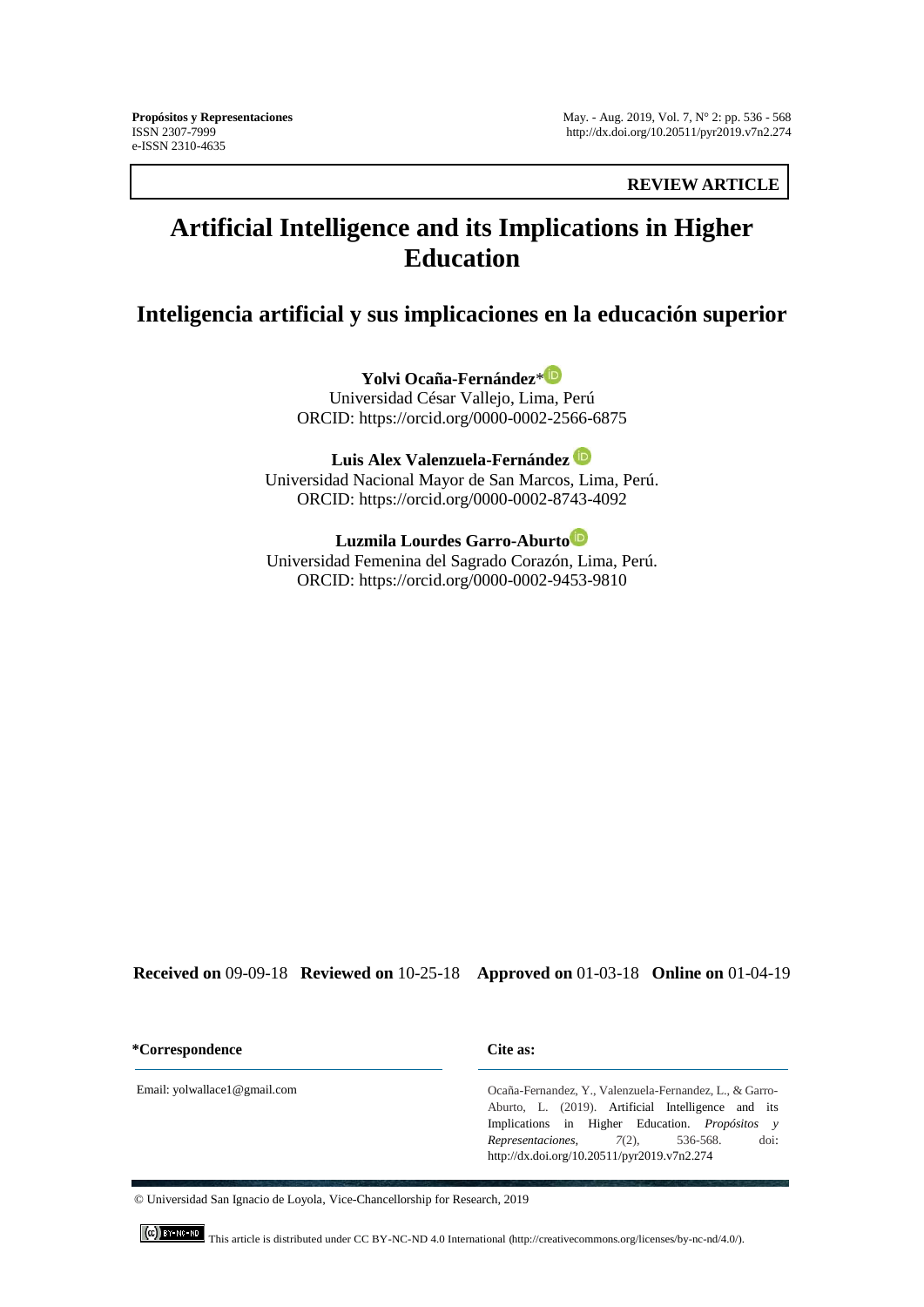**Propósitos y Representaciones**
ISSN 2307-7999
e-ISSN 2310-4635

May. - Aug. 2019, Vol. 7, N° 2: pp. 536 - 568
http://dx.doi.org/10.20511/pyr2019.v7n2.274

**REVIEW ARTICLE**

# Artificial Intelligence and its Implications in Higher Education

## Inteligencia artificial y sus implicaciones en la educación superior

**Yolvi Ocaña-Fernández***
Universidad César Vallejo, Lima, Perú
ORCID: https://orcid.org/0000-0002-2566-6875

**Luis Alex Valenzuela-Fernández**
Universidad Nacional Mayor de San Marcos, Lima, Perú.
ORCID: https://orcid.org/0000-0002-8743-4092

**Luzmila Lourdes Garro-Aburto**
Universidad Femenina del Sagrado Corazón, Lima, Perú.
ORCID: https://orcid.org/0000-0002-9453-9810

**Received on** 09-09-18 **Reviewed on** 10-25-18 **Approved on** 01-03-18 **Online on** 01-04-19

**\*Correspondence**

Email: yolwallace1@gmail.com

**Cite as:**

Ocaña-Fernandez, Y., Valenzuela-Fernandez, L., & Garro-Aburto, L. (2019). Artificial Intelligence and its Implications in Higher Education. *Propósitos y Representaciones, 7*(2), 536-568. doi: http://dx.doi.org/10.20511/pyr2019.v7n2.274

© Universidad San Ignacio de Loyola, Vice-Chancellorship for Research, 2019

This article is distributed under CC BY-NC-ND 4.0 International (http://creativecommons.org/licenses/by-nc-nd/4.0/).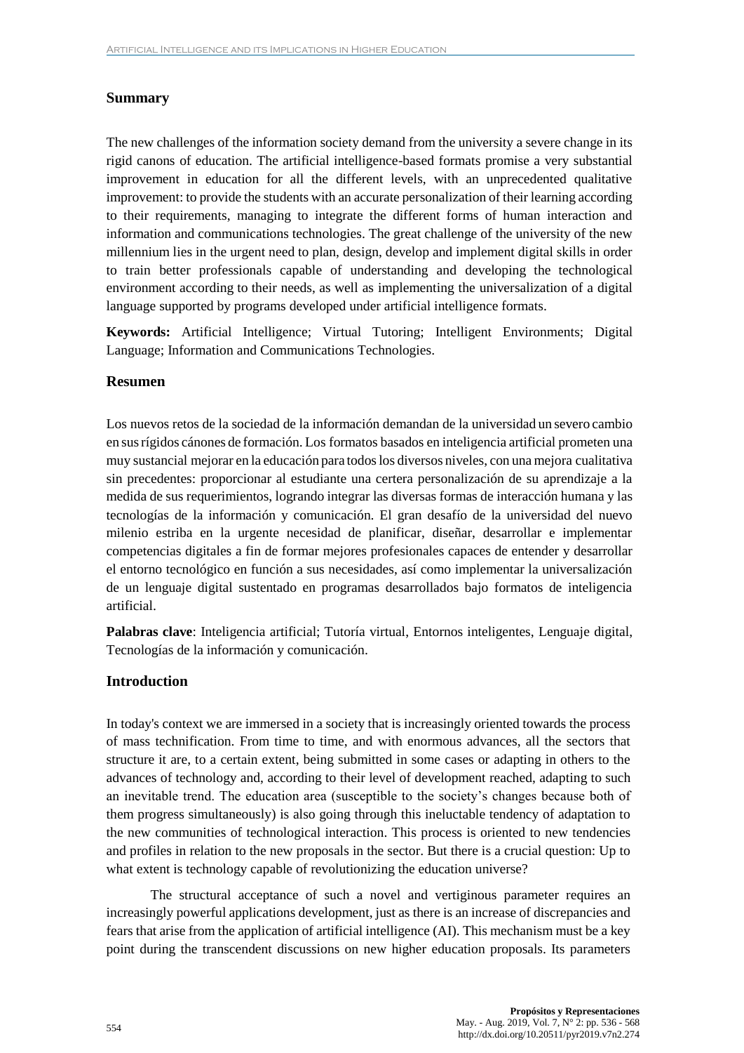## Summary

The new challenges of the information society demand from the university a severe change in its rigid canons of education. The artificial intelligence-based formats promise a very substantial improvement in education for all the different levels, with an unprecedented qualitative improvement: to provide the students with an accurate personalization of their learning according to their requirements, managing to integrate the different forms of human interaction and information and communications technologies. The great challenge of the university of the new millennium lies in the urgent need to plan, design, develop and implement digital skills in order to train better professionals capable of understanding and developing the technological environment according to their needs, as well as implementing the universalization of a digital language supported by programs developed under artificial intelligence formats.

**Keywords:** Artificial Intelligence; Virtual Tutoring; Intelligent Environments; Digital Language; Information and Communications Technologies.

## Resumen

Los nuevos retos de la sociedad de la información demandan de la universidad un severo cambio en sus rígidos cánones de formación. Los formatos basados en inteligencia artificial prometen una muy sustancial mejorar en la educación para todos los diversos niveles, con una mejora cualitativa sin precedentes: proporcionar al estudiante una certera personalización de su aprendizaje a la medida de sus requerimientos, logrando integrar las diversas formas de interacción humana y las tecnologías de la información y comunicación. El gran desafío de la universidad del nuevo milenio estriba en la urgente necesidad de planificar, diseñar, desarrollar e implementar competencias digitales a fin de formar mejores profesionales capaces de entender y desarrollar el entorno tecnológico en función a sus necesidades, así como implementar la universalización de un lenguaje digital sustentado en programas desarrollados bajo formatos de inteligencia artificial.

**Palabras clave**: Inteligencia artificial; Tutoría virtual, Entornos inteligentes, Lenguaje digital, Tecnologías de la información y comunicación.

## Introduction

In today's context we are immersed in a society that is increasingly oriented towards the process of mass technification. From time to time, and with enormous advances, all the sectors that structure it are, to a certain extent, being submitted in some cases or adapting in others to the advances of technology and, according to their level of development reached, adapting to such an inevitable trend. The education area (susceptible to the society's changes because both of them progress simultaneously) is also going through this ineluctable tendency of adaptation to the new communities of technological interaction. This process is oriented to new tendencies and profiles in relation to the new proposals in the sector. But there is a crucial question: Up to what extent is technology capable of revolutionizing the education universe?

The structural acceptance of such a novel and vertiginous parameter requires an increasingly powerful applications development, just as there is an increase of discrepancies and fears that arise from the application of artificial intelligence (AI). This mechanism must be a key point during the transcendent discussions on new higher education proposals. Its parameters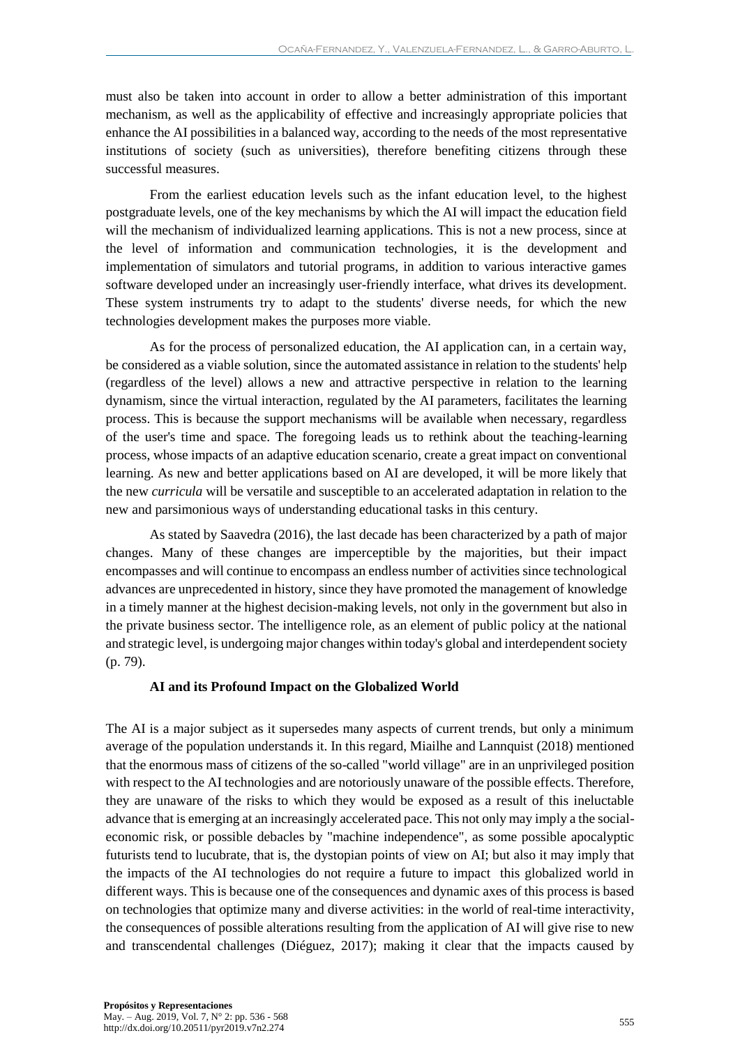must also be taken into account in order to allow a better administration of this important mechanism, as well as the applicability of effective and increasingly appropriate policies that enhance the AI possibilities in a balanced way, according to the needs of the most representative institutions of society (such as universities), therefore benefiting citizens through these successful measures.

From the earliest education levels such as the infant education level, to the highest postgraduate levels, one of the key mechanisms by which the AI will impact the education field will the mechanism of individualized learning applications. This is not a new process, since at the level of information and communication technologies, it is the development and implementation of simulators and tutorial programs, in addition to various interactive games software developed under an increasingly user-friendly interface, what drives its development. These system instruments try to adapt to the students' diverse needs, for which the new technologies development makes the purposes more viable.

As for the process of personalized education, the AI application can, in a certain way, be considered as a viable solution, since the automated assistance in relation to the students' help (regardless of the level) allows a new and attractive perspective in relation to the learning dynamism, since the virtual interaction, regulated by the AI parameters, facilitates the learning process. This is because the support mechanisms will be available when necessary, regardless of the user's time and space. The foregoing leads us to rethink about the teaching-learning process, whose impacts of an adaptive education scenario, create a great impact on conventional learning. As new and better applications based on AI are developed, it will be more likely that the new *curricula* will be versatile and susceptible to an accelerated adaptation in relation to the new and parsimonious ways of understanding educational tasks in this century.

As stated by Saavedra (2016), the last decade has been characterized by a path of major changes. Many of these changes are imperceptible by the majorities, but their impact encompasses and will continue to encompass an endless number of activities since technological advances are unprecedented in history, since they have promoted the management of knowledge in a timely manner at the highest decision-making levels, not only in the government but also in the private business sector. The intelligence role, as an element of public policy at the national and strategic level, is undergoing major changes within today's global and interdependent society (p. 79).

## AI and its Profound Impact on the Globalized World

The AI is a major subject as it supersedes many aspects of current trends, but only a minimum average of the population understands it. In this regard, Miailhe and Lannquist (2018) mentioned that the enormous mass of citizens of the so-called "world village" are in an unprivileged position with respect to the AI technologies and are notoriously unaware of the possible effects. Therefore, they are unaware of the risks to which they would be exposed as a result of this ineluctable advance that is emerging at an increasingly accelerated pace. This not only may imply a the social-economic risk, or possible debacles by "machine independence", as some possible apocalyptic futurists tend to lucubrate, that is, the dystopian points of view on AI; but also it may imply that the impacts of the AI technologies do not require a future to impact this globalized world in different ways. This is because one of the consequences and dynamic axes of this process is based on technologies that optimize many and diverse activities: in the world of real-time interactivity, the consequences of possible alterations resulting from the application of AI will give rise to new and transcendental challenges (Diéguez, 2017); making it clear that the impacts caused by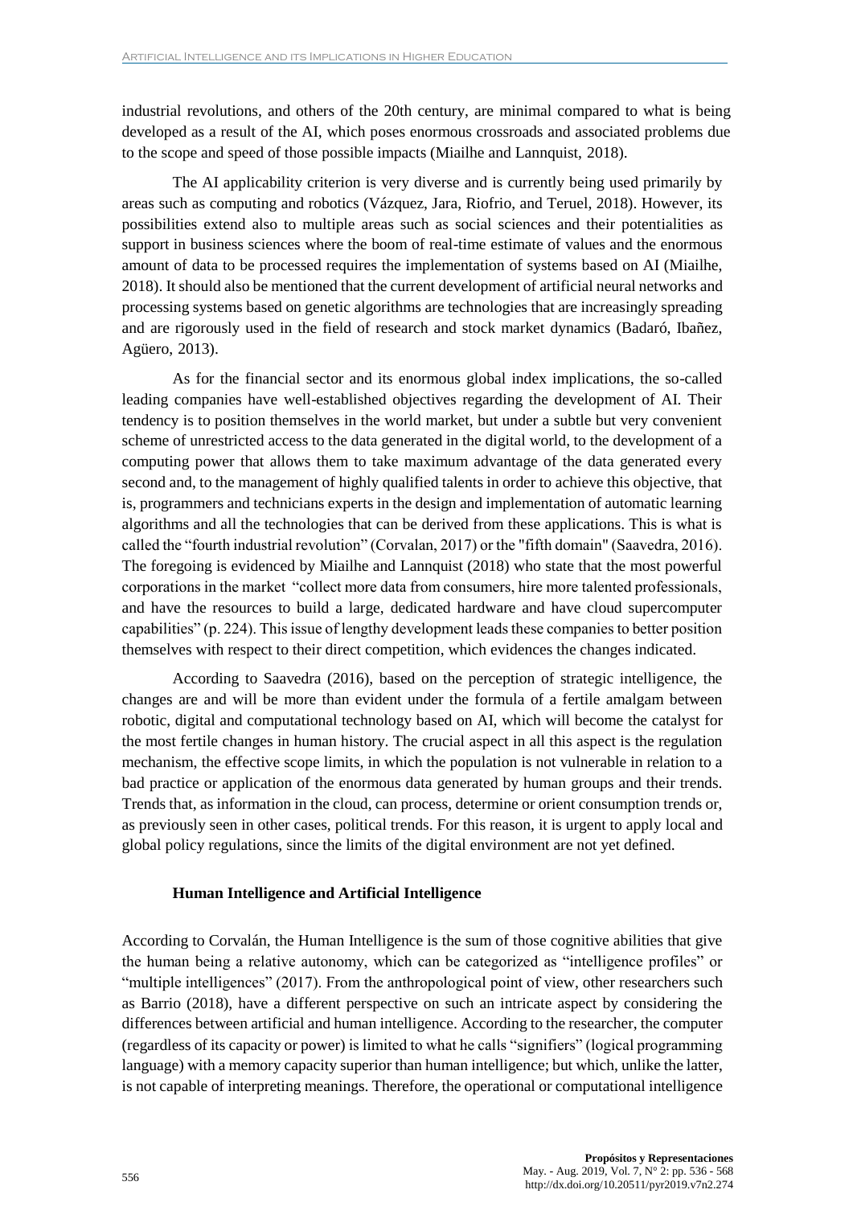industrial revolutions, and others of the 20th century, are minimal compared to what is being developed as a result of the AI, which poses enormous crossroads and associated problems due to the scope and speed of those possible impacts (Miailhe and Lannquist, 2018).

The AI applicability criterion is very diverse and is currently being used primarily by areas such as computing and robotics (Vázquez, Jara, Riofrio, and Teruel, 2018). However, its possibilities extend also to multiple areas such as social sciences and their potentialities as support in business sciences where the boom of real-time estimate of values and the enormous amount of data to be processed requires the implementation of systems based on AI (Miailhe, 2018). It should also be mentioned that the current development of artificial neural networks and processing systems based on genetic algorithms are technologies that are increasingly spreading and are rigorously used in the field of research and stock market dynamics (Badaró, Ibañez, Agüero, 2013).

As for the financial sector and its enormous global index implications, the so-called leading companies have well-established objectives regarding the development of AI. Their tendency is to position themselves in the world market, but under a subtle but very convenient scheme of unrestricted access to the data generated in the digital world, to the development of a computing power that allows them to take maximum advantage of the data generated every second and, to the management of highly qualified talents in order to achieve this objective, that is, programmers and technicians experts in the design and implementation of automatic learning algorithms and all the technologies that can be derived from these applications. This is what is called the "fourth industrial revolution" (Corvalan, 2017) or the "fifth domain" (Saavedra, 2016). The foregoing is evidenced by Miailhe and Lannquist (2018) who state that the most powerful corporations in the market "collect more data from consumers, hire more talented professionals, and have the resources to build a large, dedicated hardware and have cloud supercomputer capabilities" (p. 224). This issue of lengthy development leads these companies to better position themselves with respect to their direct competition, which evidences the changes indicated.

According to Saavedra (2016), based on the perception of strategic intelligence, the changes are and will be more than evident under the formula of a fertile amalgam between robotic, digital and computational technology based on AI, which will become the catalyst for the most fertile changes in human history. The crucial aspect in all this aspect is the regulation mechanism, the effective scope limits, in which the population is not vulnerable in relation to a bad practice or application of the enormous data generated by human groups and their trends. Trends that, as information in the cloud, can process, determine or orient consumption trends or, as previously seen in other cases, political trends. For this reason, it is urgent to apply local and global policy regulations, since the limits of the digital environment are not yet defined.

### Human Intelligence and Artificial Intelligence

According to Corvalán, the Human Intelligence is the sum of those cognitive abilities that give the human being a relative autonomy, which can be categorized as "intelligence profiles" or "multiple intelligences" (2017). From the anthropological point of view, other researchers such as Barrio (2018), have a different perspective on such an intricate aspect by considering the differences between artificial and human intelligence. According to the researcher, the computer (regardless of its capacity or power) is limited to what he calls "signifiers" (logical programming language) with a memory capacity superior than human intelligence; but which, unlike the latter, is not capable of interpreting meanings. Therefore, the operational or computational intelligence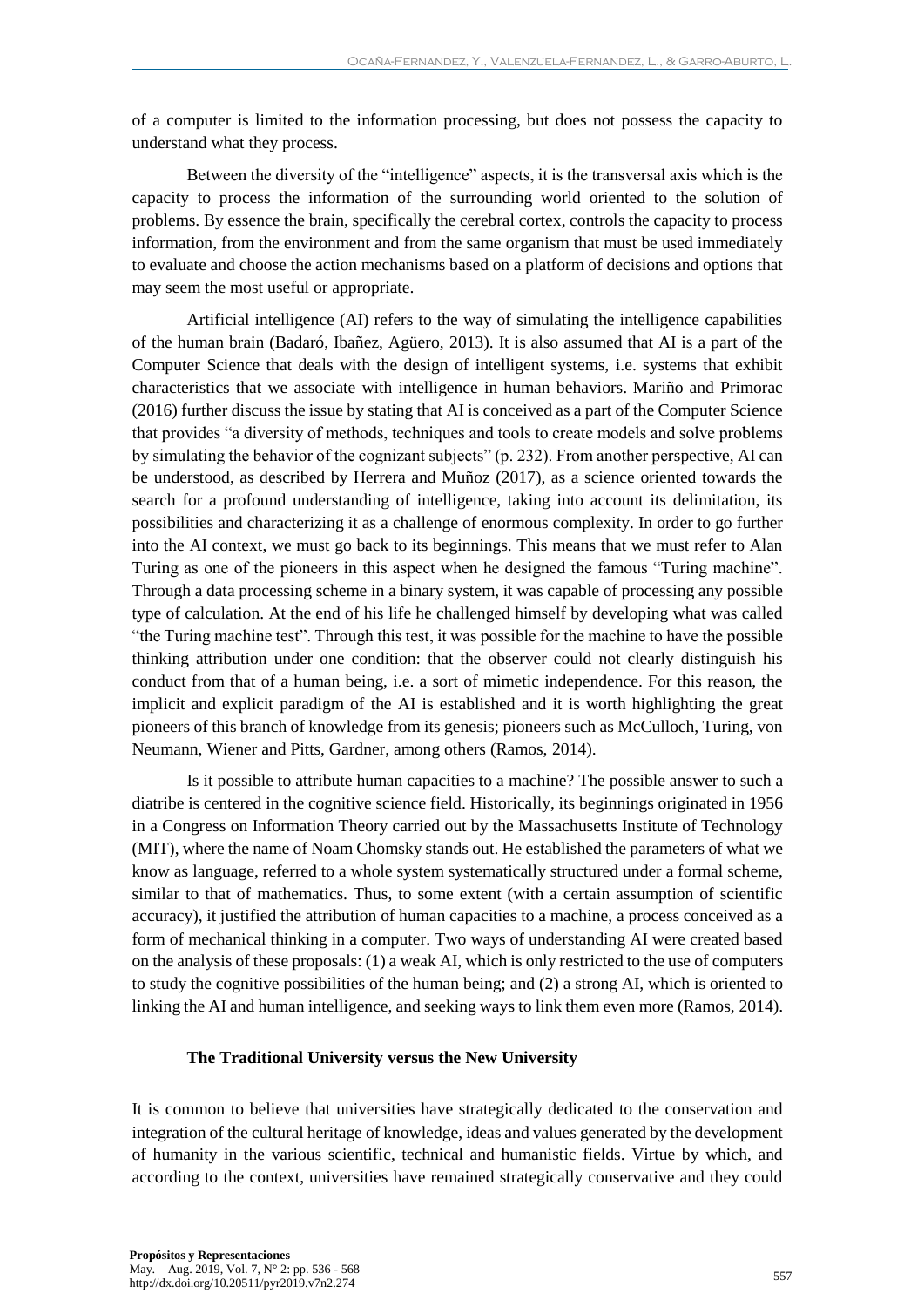of a computer is limited to the information processing, but does not possess the capacity to understand what they process.

Between the diversity of the "intelligence" aspects, it is the transversal axis which is the capacity to process the information of the surrounding world oriented to the solution of problems. By essence the brain, specifically the cerebral cortex, controls the capacity to process information, from the environment and from the same organism that must be used immediately to evaluate and choose the action mechanisms based on a platform of decisions and options that may seem the most useful or appropriate.

Artificial intelligence (AI) refers to the way of simulating the intelligence capabilities of the human brain (Badaró, Ibañez, Agüero, 2013). It is also assumed that AI is a part of the Computer Science that deals with the design of intelligent systems, i.e. systems that exhibit characteristics that we associate with intelligence in human behaviors. Mariño and Primorac (2016) further discuss the issue by stating that AI is conceived as a part of the Computer Science that provides "a diversity of methods, techniques and tools to create models and solve problems by simulating the behavior of the cognizant subjects" (p. 232). From another perspective, AI can be understood, as described by Herrera and Muñoz (2017), as a science oriented towards the search for a profound understanding of intelligence, taking into account its delimitation, its possibilities and characterizing it as a challenge of enormous complexity. In order to go further into the AI context, we must go back to its beginnings. This means that we must refer to Alan Turing as one of the pioneers in this aspect when he designed the famous "Turing machine". Through a data processing scheme in a binary system, it was capable of processing any possible type of calculation. At the end of his life he challenged himself by developing what was called "the Turing machine test". Through this test, it was possible for the machine to have the possible thinking attribution under one condition: that the observer could not clearly distinguish his conduct from that of a human being, i.e. a sort of mimetic independence. For this reason, the implicit and explicit paradigm of the AI is established and it is worth highlighting the great pioneers of this branch of knowledge from its genesis; pioneers such as McCulloch, Turing, von Neumann, Wiener and Pitts, Gardner, among others (Ramos, 2014).

Is it possible to attribute human capacities to a machine? The possible answer to such a diatribe is centered in the cognitive science field. Historically, its beginnings originated in 1956 in a Congress on Information Theory carried out by the Massachusetts Institute of Technology (MIT), where the name of Noam Chomsky stands out. He established the parameters of what we know as language, referred to a whole system systematically structured under a formal scheme, similar to that of mathematics. Thus, to some extent (with a certain assumption of scientific accuracy), it justified the attribution of human capacities to a machine, a process conceived as a form of mechanical thinking in a computer. Two ways of understanding AI were created based on the analysis of these proposals: (1) a weak AI, which is only restricted to the use of computers to study the cognitive possibilities of the human being; and (2) a strong AI, which is oriented to linking the AI and human intelligence, and seeking ways to link them even more (Ramos, 2014).

### The Traditional University versus the New University

It is common to believe that universities have strategically dedicated to the conservation and integration of the cultural heritage of knowledge, ideas and values generated by the development of humanity in the various scientific, technical and humanistic fields. Virtue by which, and according to the context, universities have remained strategically conservative and they could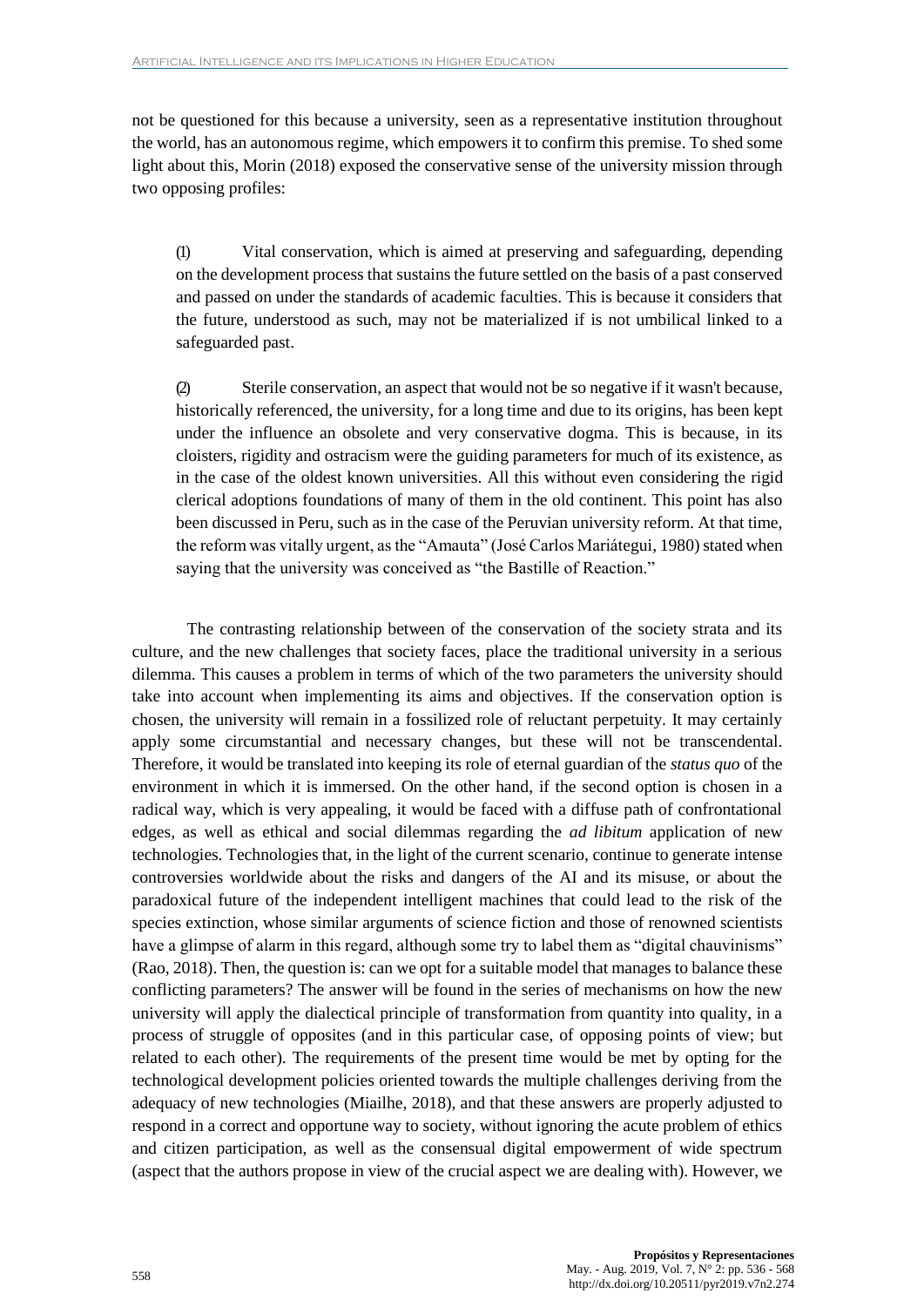not be questioned for this because a university, seen as a representative institution throughout the world, has an autonomous regime, which empowers it to confirm this premise. To shed some light about this, Morin (2018) exposed the conservative sense of the university mission through two opposing profiles:

> (1) Vital conservation, which is aimed at preserving and safeguarding, depending on the development process that sustains the future settled on the basis of a past conserved and passed on under the standards of academic faculties. This is because it considers that the future, understood as such, may not be materialized if is not umbilical linked to a safeguarded past.
>
> (2) Sterile conservation, an aspect that would not be so negative if it wasn't because, historically referenced, the university, for a long time and due to its origins, has been kept under the influence an obsolete and very conservative dogma. This is because, in its cloisters, rigidity and ostracism were the guiding parameters for much of its existence, as in the case of the oldest known universities. All this without even considering the rigid clerical adoptions foundations of many of them in the old continent. This point has also been discussed in Peru, such as in the case of the Peruvian university reform. At that time, the reform was vitally urgent, as the "Amauta" (José Carlos Mariátegui, 1980) stated when saying that the university was conceived as "the Bastille of Reaction."

The contrasting relationship between of the conservation of the society strata and its culture, and the new challenges that society faces, place the traditional university in a serious dilemma. This causes a problem in terms of which of the two parameters the university should take into account when implementing its aims and objectives. If the conservation option is chosen, the university will remain in a fossilized role of reluctant perpetuity. It may certainly apply some circumstantial and necessary changes, but these will not be transcendental. Therefore, it would be translated into keeping its role of eternal guardian of the *status quo* of the environment in which it is immersed. On the other hand, if the second option is chosen in a radical way, which is very appealing, it would be faced with a diffuse path of confrontational edges, as well as ethical and social dilemmas regarding the *ad libitum* application of new technologies. Technologies that, in the light of the current scenario, continue to generate intense controversies worldwide about the risks and dangers of the AI and its misuse, or about the paradoxical future of the independent intelligent machines that could lead to the risk of the species extinction, whose similar arguments of science fiction and those of renowned scientists have a glimpse of alarm in this regard, although some try to label them as "digital chauvinisms" (Rao, 2018). Then, the question is: can we opt for a suitable model that manages to balance these conflicting parameters? The answer will be found in the series of mechanisms on how the new university will apply the dialectical principle of transformation from quantity into quality, in a process of struggle of opposites (and in this particular case, of opposing points of view; but related to each other). The requirements of the present time would be met by opting for the technological development policies oriented towards the multiple challenges deriving from the adequacy of new technologies (Miailhe, 2018), and that these answers are properly adjusted to respond in a correct and opportune way to society, without ignoring the acute problem of ethics and citizen participation, as well as the consensual digital empowerment of wide spectrum (aspect that the authors propose in view of the crucial aspect we are dealing with). However, we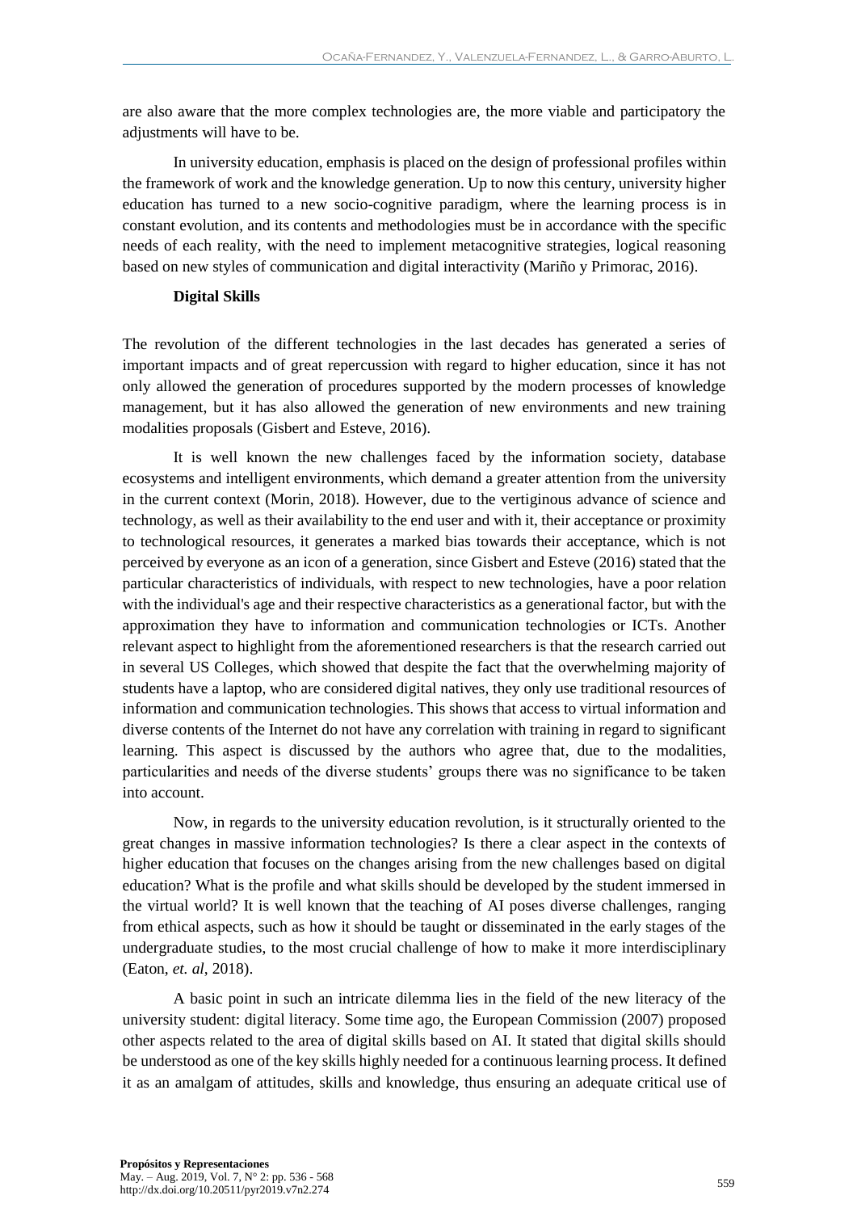are also aware that the more complex technologies are, the more viable and participatory the adjustments will have to be.

In university education, emphasis is placed on the design of professional profiles within the framework of work and the knowledge generation. Up to now this century, university higher education has turned to a new socio-cognitive paradigm, where the learning process is in constant evolution, and its contents and methodologies must be in accordance with the specific needs of each reality, with the need to implement metacognitive strategies, logical reasoning based on new styles of communication and digital interactivity (Mariño y Primorac, 2016).

**Digital Skills**

The revolution of the different technologies in the last decades has generated a series of important impacts and of great repercussion with regard to higher education, since it has not only allowed the generation of procedures supported by the modern processes of knowledge management, but it has also allowed the generation of new environments and new training modalities proposals (Gisbert and Esteve, 2016).

It is well known the new challenges faced by the information society, database ecosystems and intelligent environments, which demand a greater attention from the university in the current context (Morin, 2018). However, due to the vertiginous advance of science and technology, as well as their availability to the end user and with it, their acceptance or proximity to technological resources, it generates a marked bias towards their acceptance, which is not perceived by everyone as an icon of a generation, since Gisbert and Esteve (2016) stated that the particular characteristics of individuals, with respect to new technologies, have a poor relation with the individual's age and their respective characteristics as a generational factor, but with the approximation they have to information and communication technologies or ICTs. Another relevant aspect to highlight from the aforementioned researchers is that the research carried out in several US Colleges, which showed that despite the fact that the overwhelming majority of students have a laptop, who are considered digital natives, they only use traditional resources of information and communication technologies. This shows that access to virtual information and diverse contents of the Internet do not have any correlation with training in regard to significant learning. This aspect is discussed by the authors who agree that, due to the modalities, particularities and needs of the diverse students' groups there was no significance to be taken into account.

Now, in regards to the university education revolution, is it structurally oriented to the great changes in massive information technologies? Is there a clear aspect in the contexts of higher education that focuses on the changes arising from the new challenges based on digital education? What is the profile and what skills should be developed by the student immersed in the virtual world? It is well known that the teaching of AI poses diverse challenges, ranging from ethical aspects, such as how it should be taught or disseminated in the early stages of the undergraduate studies, to the most crucial challenge of how to make it more interdisciplinary (Eaton, *et. al*, 2018).

A basic point in such an intricate dilemma lies in the field of the new literacy of the university student: digital literacy. Some time ago, the European Commission (2007) proposed other aspects related to the area of digital skills based on AI. It stated that digital skills should be understood as one of the key skills highly needed for a continuous learning process. It defined it as an amalgam of attitudes, skills and knowledge, thus ensuring an adequate critical use of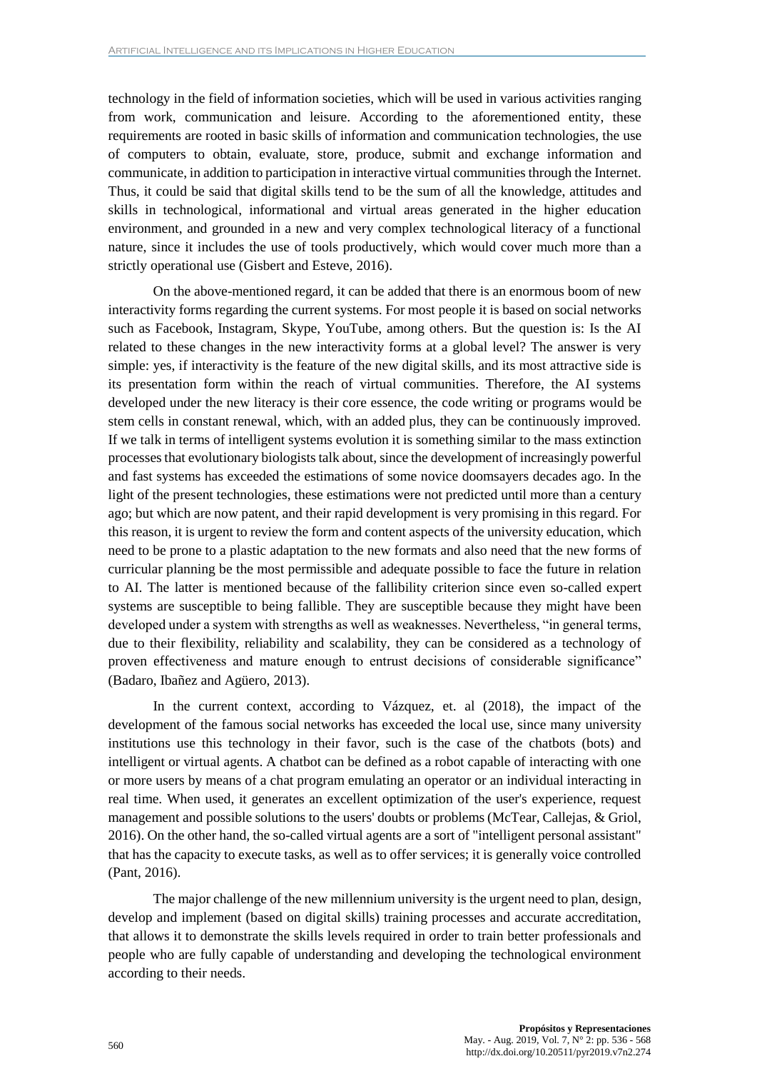technology in the field of information societies, which will be used in various activities ranging from work, communication and leisure. According to the aforementioned entity, these requirements are rooted in basic skills of information and communication technologies, the use of computers to obtain, evaluate, store, produce, submit and exchange information and communicate, in addition to participation in interactive virtual communities through the Internet. Thus, it could be said that digital skills tend to be the sum of all the knowledge, attitudes and skills in technological, informational and virtual areas generated in the higher education environment, and grounded in a new and very complex technological literacy of a functional nature, since it includes the use of tools productively, which would cover much more than a strictly operational use (Gisbert and Esteve, 2016).

On the above-mentioned regard, it can be added that there is an enormous boom of new interactivity forms regarding the current systems. For most people it is based on social networks such as Facebook, Instagram, Skype, YouTube, among others. But the question is: Is the AI related to these changes in the new interactivity forms at a global level? The answer is very simple: yes, if interactivity is the feature of the new digital skills, and its most attractive side is its presentation form within the reach of virtual communities. Therefore, the AI systems developed under the new literacy is their core essence, the code writing or programs would be stem cells in constant renewal, which, with an added plus, they can be continuously improved. If we talk in terms of intelligent systems evolution it is something similar to the mass extinction processes that evolutionary biologists talk about, since the development of increasingly powerful and fast systems has exceeded the estimations of some novice doomsayers decades ago. In the light of the present technologies, these estimations were not predicted until more than a century ago; but which are now patent, and their rapid development is very promising in this regard. For this reason, it is urgent to review the form and content aspects of the university education, which need to be prone to a plastic adaptation to the new formats and also need that the new forms of curricular planning be the most permissible and adequate possible to face the future in relation to AI. The latter is mentioned because of the fallibility criterion since even so-called expert systems are susceptible to being fallible. They are susceptible because they might have been developed under a system with strengths as well as weaknesses. Nevertheless, "in general terms, due to their flexibility, reliability and scalability, they can be considered as a technology of proven effectiveness and mature enough to entrust decisions of considerable significance" (Badaro, Ibañez and Agüero, 2013).

In the current context, according to Vázquez, et. al (2018), the impact of the development of the famous social networks has exceeded the local use, since many university institutions use this technology in their favor, such is the case of the chatbots (bots) and intelligent or virtual agents. A chatbot can be defined as a robot capable of interacting with one or more users by means of a chat program emulating an operator or an individual interacting in real time. When used, it generates an excellent optimization of the user's experience, request management and possible solutions to the users' doubts or problems (McTear, Callejas, & Griol, 2016). On the other hand, the so-called virtual agents are a sort of "intelligent personal assistant" that has the capacity to execute tasks, as well as to offer services; it is generally voice controlled (Pant, 2016).

The major challenge of the new millennium university is the urgent need to plan, design, develop and implement (based on digital skills) training processes and accurate accreditation, that allows it to demonstrate the skills levels required in order to train better professionals and people who are fully capable of understanding and developing the technological environment according to their needs.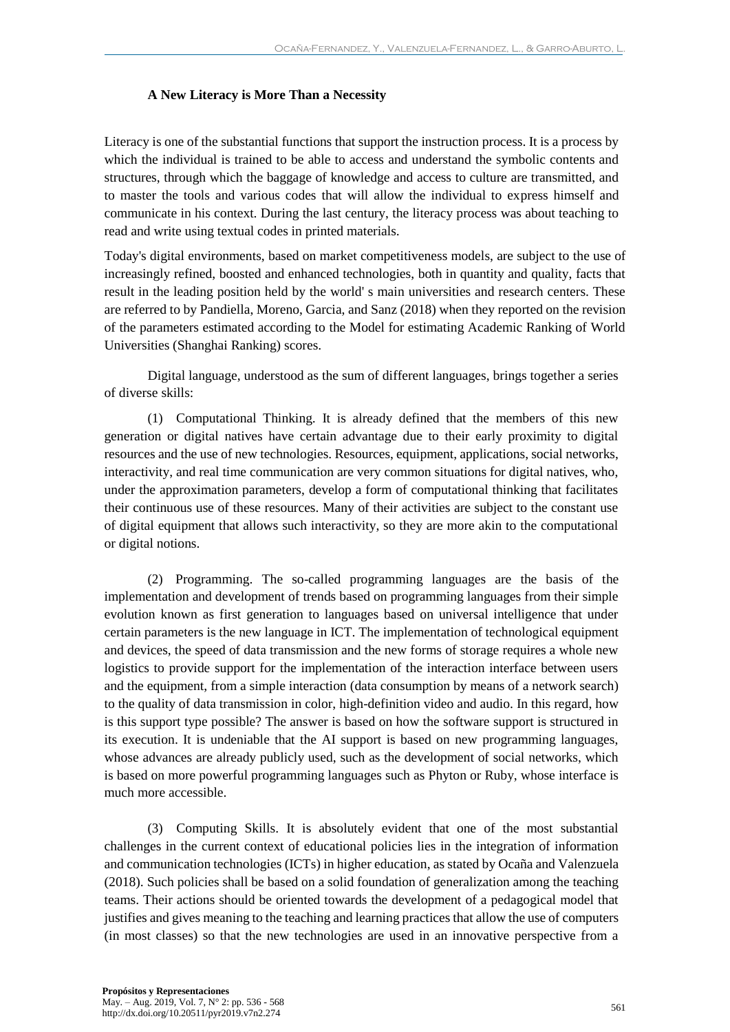**A New Literacy is More Than a Necessity**

Literacy is one of the substantial functions that support the instruction process. It is a process by which the individual is trained to be able to access and understand the symbolic contents and structures, through which the baggage of knowledge and access to culture are transmitted, and to master the tools and various codes that will allow the individual to express himself and communicate in his context. During the last century, the literacy process was about teaching to read and write using textual codes in printed materials.

Today's digital environments, based on market competitiveness models, are subject to the use of increasingly refined, boosted and enhanced technologies, both in quantity and quality, facts that result in the leading position held by the world' s main universities and research centers. These are referred to by Pandiella, Moreno, Garcia, and Sanz (2018) when they reported on the revision of the parameters estimated according to the Model for estimating Academic Ranking of World Universities (Shanghai Ranking) scores.

Digital language, understood as the sum of different languages, brings together a series of diverse skills:

(1) Computational Thinking. It is already defined that the members of this new generation or digital natives have certain advantage due to their early proximity to digital resources and the use of new technologies. Resources, equipment, applications, social networks, interactivity, and real time communication are very common situations for digital natives, who, under the approximation parameters, develop a form of computational thinking that facilitates their continuous use of these resources. Many of their activities are subject to the constant use of digital equipment that allows such interactivity, so they are more akin to the computational or digital notions.

(2) Programming. The so-called programming languages are the basis of the implementation and development of trends based on programming languages from their simple evolution known as first generation to languages based on universal intelligence that under certain parameters is the new language in ICT. The implementation of technological equipment and devices, the speed of data transmission and the new forms of storage requires a whole new logistics to provide support for the implementation of the interaction interface between users and the equipment, from a simple interaction (data consumption by means of a network search) to the quality of data transmission in color, high-definition video and audio. In this regard, how is this support type possible? The answer is based on how the software support is structured in its execution. It is undeniable that the AI support is based on new programming languages, whose advances are already publicly used, such as the development of social networks, which is based on more powerful programming languages such as Phyton or Ruby, whose interface is much more accessible.

(3) Computing Skills. It is absolutely evident that one of the most substantial challenges in the current context of educational policies lies in the integration of information and communication technologies (ICTs) in higher education, as stated by Ocaña and Valenzuela (2018). Such policies shall be based on a solid foundation of generalization among the teaching teams. Their actions should be oriented towards the development of a pedagogical model that justifies and gives meaning to the teaching and learning practices that allow the use of computers (in most classes) so that the new technologies are used in an innovative perspective from a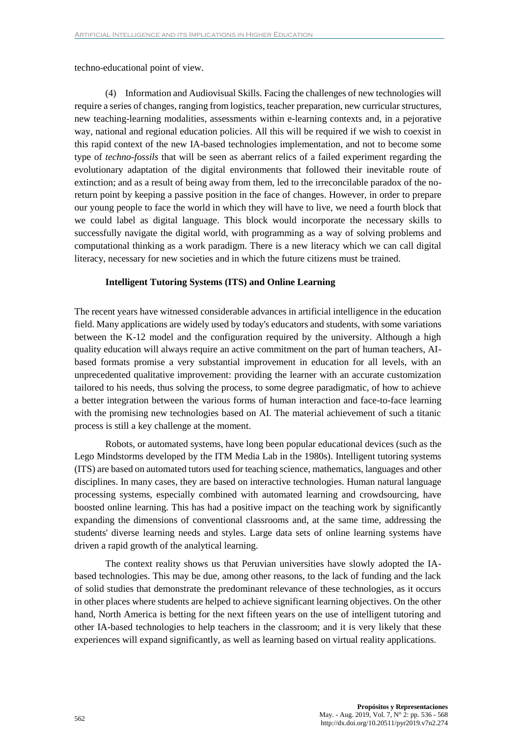techno-educational point of view.

(4) Information and Audiovisual Skills. Facing the challenges of new technologies will require a series of changes, ranging from logistics, teacher preparation, new curricular structures, new teaching-learning modalities, assessments within e-learning contexts and, in a pejorative way, national and regional education policies. All this will be required if we wish to coexist in this rapid context of the new IA-based technologies implementation, and not to become some type of *techno-fossils* that will be seen as aberrant relics of a failed experiment regarding the evolutionary adaptation of the digital environments that followed their inevitable route of extinction; and as a result of being away from them, led to the irreconcilable paradox of the no-return point by keeping a passive position in the face of changes. However, in order to prepare our young people to face the world in which they will have to live, we need a fourth block that we could label as digital language. This block would incorporate the necessary skills to successfully navigate the digital world, with programming as a way of solving problems and computational thinking as a work paradigm. There is a new literacy which we can call digital literacy, necessary for new societies and in which the future citizens must be trained.

## Intelligent Tutoring Systems (ITS) and Online Learning

The recent years have witnessed considerable advances in artificial intelligence in the education field. Many applications are widely used by today's educators and students, with some variations between the K-12 model and the configuration required by the university. Although a high quality education will always require an active commitment on the part of human teachers, AI-based formats promise a very substantial improvement in education for all levels, with an unprecedented qualitative improvement: providing the learner with an accurate customization tailored to his needs, thus solving the process, to some degree paradigmatic, of how to achieve a better integration between the various forms of human interaction and face-to-face learning with the promising new technologies based on AI. The material achievement of such a titanic process is still a key challenge at the moment.

Robots, or automated systems, have long been popular educational devices (such as the Lego Mindstorms developed by the ITM Media Lab in the 1980s). Intelligent tutoring systems (ITS) are based on automated tutors used for teaching science, mathematics, languages and other disciplines. In many cases, they are based on interactive technologies. Human natural language processing systems, especially combined with automated learning and crowdsourcing, have boosted online learning. This has had a positive impact on the teaching work by significantly expanding the dimensions of conventional classrooms and, at the same time, addressing the students' diverse learning needs and styles. Large data sets of online learning systems have driven a rapid growth of the analytical learning.

The context reality shows us that Peruvian universities have slowly adopted the IA-based technologies. This may be due, among other reasons, to the lack of funding and the lack of solid studies that demonstrate the predominant relevance of these technologies, as it occurs in other places where students are helped to achieve significant learning objectives. On the other hand, North America is betting for the next fifteen years on the use of intelligent tutoring and other IA-based technologies to help teachers in the classroom; and it is very likely that these experiences will expand significantly, as well as learning based on virtual reality applications.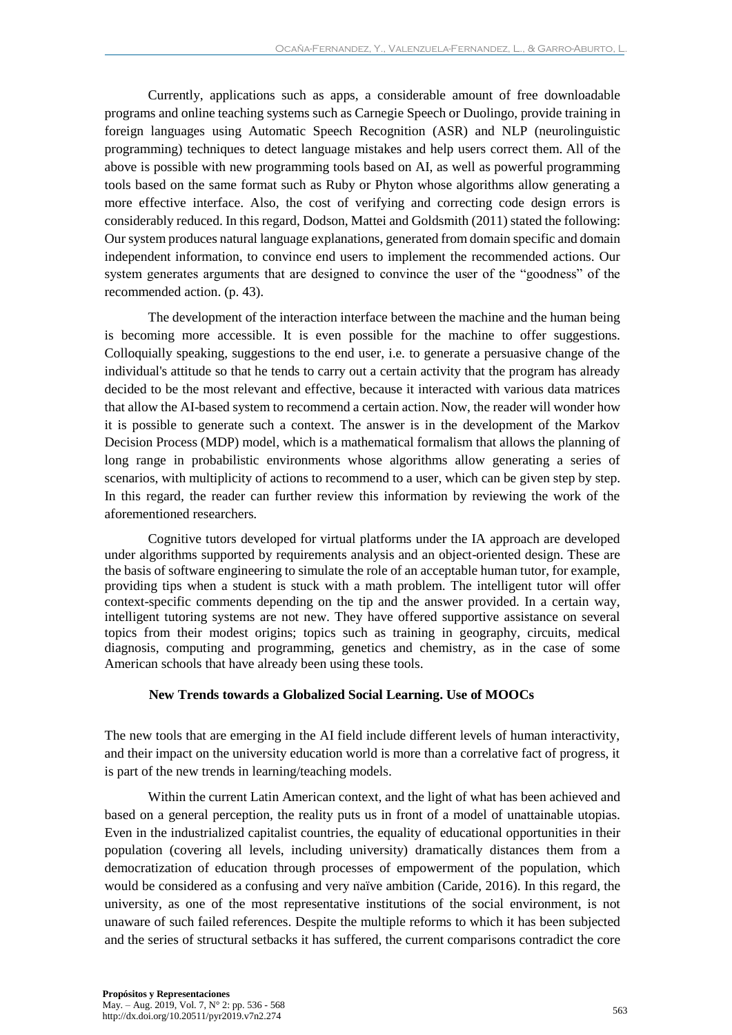Currently, applications such as apps, a considerable amount of free downloadable programs and online teaching systems such as Carnegie Speech or Duolingo, provide training in foreign languages using Automatic Speech Recognition (ASR) and NLP (neurolinguistic programming) techniques to detect language mistakes and help users correct them. All of the above is possible with new programming tools based on AI, as well as powerful programming tools based on the same format such as Ruby or Phyton whose algorithms allow generating a more effective interface. Also, the cost of verifying and correcting code design errors is considerably reduced. In this regard, Dodson, Mattei and Goldsmith (2011) stated the following: Our system produces natural language explanations, generated from domain specific and domain independent information, to convince end users to implement the recommended actions. Our system generates arguments that are designed to convince the user of the "goodness" of the recommended action. (p. 43).

The development of the interaction interface between the machine and the human being is becoming more accessible. It is even possible for the machine to offer suggestions. Colloquially speaking, suggestions to the end user, i.e. to generate a persuasive change of the individual's attitude so that he tends to carry out a certain activity that the program has already decided to be the most relevant and effective, because it interacted with various data matrices that allow the AI-based system to recommend a certain action. Now, the reader will wonder how it is possible to generate such a context. The answer is in the development of the Markov Decision Process (MDP) model, which is a mathematical formalism that allows the planning of long range in probabilistic environments whose algorithms allow generating a series of scenarios, with multiplicity of actions to recommend to a user, which can be given step by step. In this regard, the reader can further review this information by reviewing the work of the aforementioned researchers.

Cognitive tutors developed for virtual platforms under the IA approach are developed under algorithms supported by requirements analysis and an object-oriented design. These are the basis of software engineering to simulate the role of an acceptable human tutor, for example, providing tips when a student is stuck with a math problem. The intelligent tutor will offer context-specific comments depending on the tip and the answer provided. In a certain way, intelligent tutoring systems are not new. They have offered supportive assistance on several topics from their modest origins; topics such as training in geography, circuits, medical diagnosis, computing and programming, genetics and chemistry, as in the case of some American schools that have already been using these tools.

## New Trends towards a Globalized Social Learning. Use of MOOCs

The new tools that are emerging in the AI field include different levels of human interactivity, and their impact on the university education world is more than a correlative fact of progress, it is part of the new trends in learning/teaching models.

Within the current Latin American context, and the light of what has been achieved and based on a general perception, the reality puts us in front of a model of unattainable utopias. Even in the industrialized capitalist countries, the equality of educational opportunities in their population (covering all levels, including university) dramatically distances them from a democratization of education through processes of empowerment of the population, which would be considered as a confusing and very naïve ambition (Caride, 2016). In this regard, the university, as one of the most representative institutions of the social environment, is not unaware of such failed references. Despite the multiple reforms to which it has been subjected and the series of structural setbacks it has suffered, the current comparisons contradict the core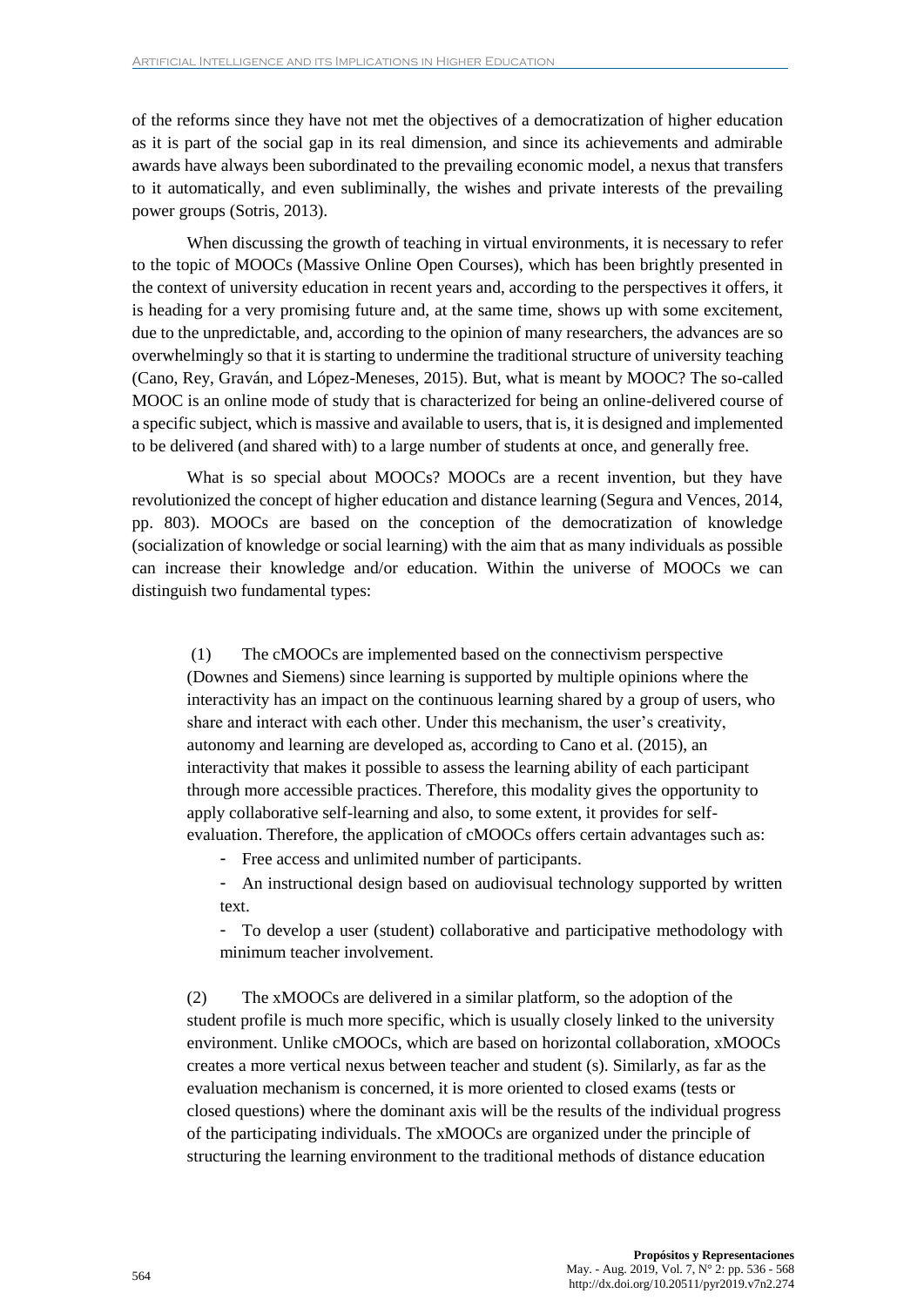of the reforms since they have not met the objectives of a democratization of higher education as it is part of the social gap in its real dimension, and since its achievements and admirable awards have always been subordinated to the prevailing economic model, a nexus that transfers to it automatically, and even subliminally, the wishes and private interests of the prevailing power groups (Sotris, 2013).

When discussing the growth of teaching in virtual environments, it is necessary to refer to the topic of MOOCs (Massive Online Open Courses), which has been brightly presented in the context of university education in recent years and, according to the perspectives it offers, it is heading for a very promising future and, at the same time, shows up with some excitement, due to the unpredictable, and, according to the opinion of many researchers, the advances are so overwhelmingly so that it is starting to undermine the traditional structure of university teaching (Cano, Rey, Graván, and López-Meneses, 2015). But, what is meant by MOOC? The so-called MOOC is an online mode of study that is characterized for being an online-delivered course of a specific subject, which is massive and available to users, that is, it is designed and implemented to be delivered (and shared with) to a large number of students at once, and generally free.

What is so special about MOOCs? MOOCs are a recent invention, but they have revolutionized the concept of higher education and distance learning (Segura and Vences, 2014, pp. 803). MOOCs are based on the conception of the democratization of knowledge (socialization of knowledge or social learning) with the aim that as many individuals as possible can increase their knowledge and/or education. Within the universe of MOOCs we can distinguish two fundamental types:

> (1) The cMOOCs are implemented based on the connectivism perspective (Downes and Siemens) since learning is supported by multiple opinions where the interactivity has an impact on the continuous learning shared by a group of users, who share and interact with each other. Under this mechanism, the user's creativity, autonomy and learning are developed as, according to Cano et al. (2015), an interactivity that makes it possible to assess the learning ability of each participant through more accessible practices. Therefore, this modality gives the opportunity to apply collaborative self-learning and also, to some extent, it provides for self-evaluation. Therefore, the application of cMOOCs offers certain advantages such as:
>
> - Free access and unlimited number of participants.
> - An instructional design based on audiovisual technology supported by written text.
> - To develop a user (student) collaborative and participative methodology with minimum teacher involvement.
>
> (2) The xMOOCs are delivered in a similar platform, so the adoption of the student profile is much more specific, which is usually closely linked to the university environment. Unlike cMOOCs, which are based on horizontal collaboration, xMOOCs creates a more vertical nexus between teacher and student (s). Similarly, as far as the evaluation mechanism is concerned, it is more oriented to closed exams (tests or closed questions) where the dominant axis will be the results of the individual progress of the participating individuals. The xMOOCs are organized under the principle of structuring the learning environment to the traditional methods of distance education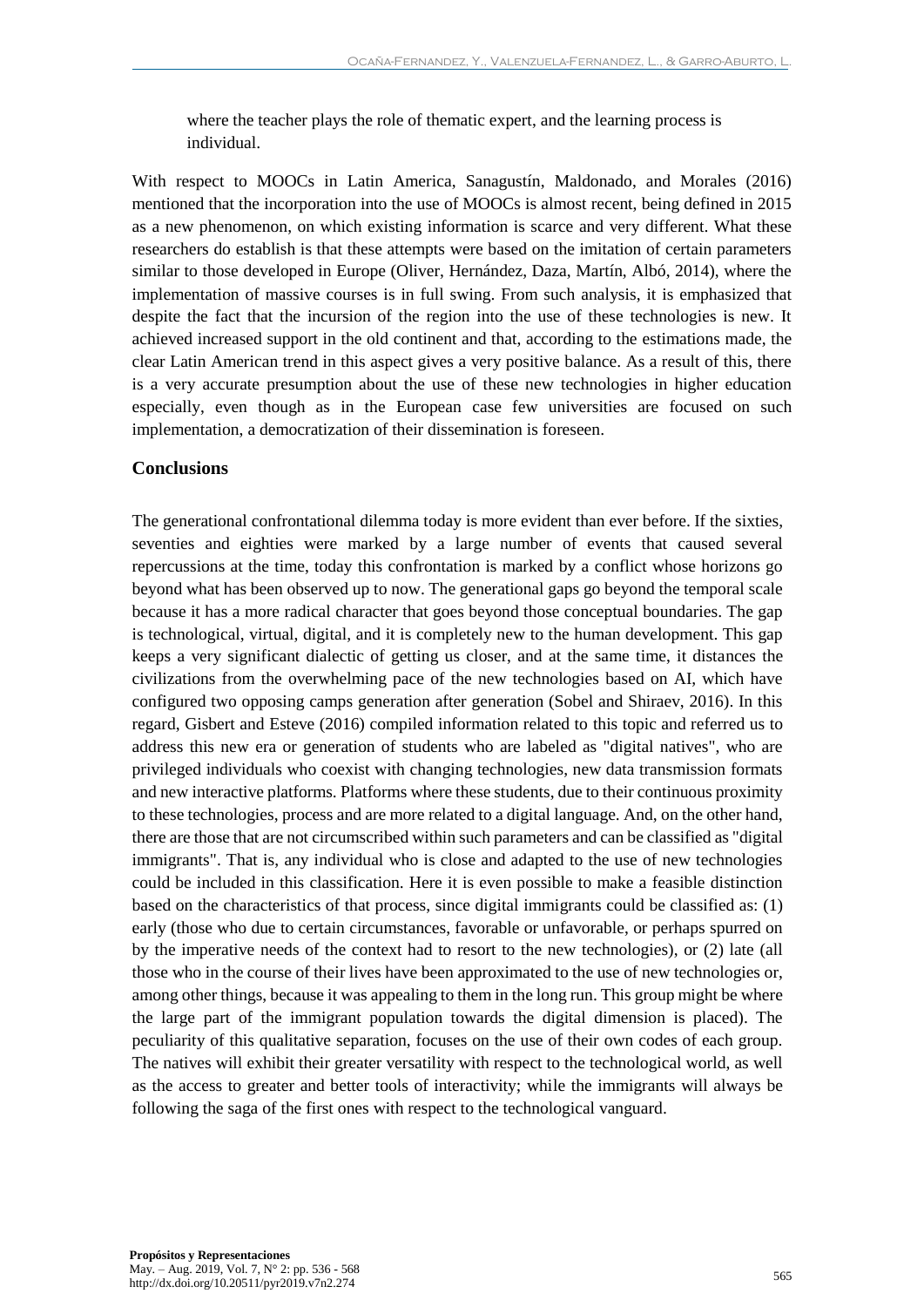where the teacher plays the role of thematic expert, and the learning process is individual.

With respect to MOOCs in Latin America, Sanagustín, Maldonado, and Morales (2016) mentioned that the incorporation into the use of MOOCs is almost recent, being defined in 2015 as a new phenomenon, on which existing information is scarce and very different. What these researchers do establish is that these attempts were based on the imitation of certain parameters similar to those developed in Europe (Oliver, Hernández, Daza, Martín, Albó, 2014), where the implementation of massive courses is in full swing. From such analysis, it is emphasized that despite the fact that the incursion of the region into the use of these technologies is new. It achieved increased support in the old continent and that, according to the estimations made, the clear Latin American trend in this aspect gives a very positive balance. As a result of this, there is a very accurate presumption about the use of these new technologies in higher education especially, even though as in the European case few universities are focused on such implementation, a democratization of their dissemination is foreseen.

## Conclusions

The generational confrontational dilemma today is more evident than ever before. If the sixties, seventies and eighties were marked by a large number of events that caused several repercussions at the time, today this confrontation is marked by a conflict whose horizons go beyond what has been observed up to now. The generational gaps go beyond the temporal scale because it has a more radical character that goes beyond those conceptual boundaries. The gap is technological, virtual, digital, and it is completely new to the human development. This gap keeps a very significant dialectic of getting us closer, and at the same time, it distances the civilizations from the overwhelming pace of the new technologies based on AI, which have configured two opposing camps generation after generation (Sobel and Shiraev, 2016). In this regard, Gisbert and Esteve (2016) compiled information related to this topic and referred us to address this new era or generation of students who are labeled as "digital natives", who are privileged individuals who coexist with changing technologies, new data transmission formats and new interactive platforms. Platforms where these students, due to their continuous proximity to these technologies, process and are more related to a digital language. And, on the other hand, there are those that are not circumscribed within such parameters and can be classified as "digital immigrants". That is, any individual who is close and adapted to the use of new technologies could be included in this classification. Here it is even possible to make a feasible distinction based on the characteristics of that process, since digital immigrants could be classified as: (1) early (those who due to certain circumstances, favorable or unfavorable, or perhaps spurred on by the imperative needs of the context had to resort to the new technologies), or (2) late (all those who in the course of their lives have been approximated to the use of new technologies or, among other things, because it was appealing to them in the long run. This group might be where the large part of the immigrant population towards the digital dimension is placed). The peculiarity of this qualitative separation, focuses on the use of their own codes of each group. The natives will exhibit their greater versatility with respect to the technological world, as well as the access to greater and better tools of interactivity; while the immigrants will always be following the saga of the first ones with respect to the technological vanguard.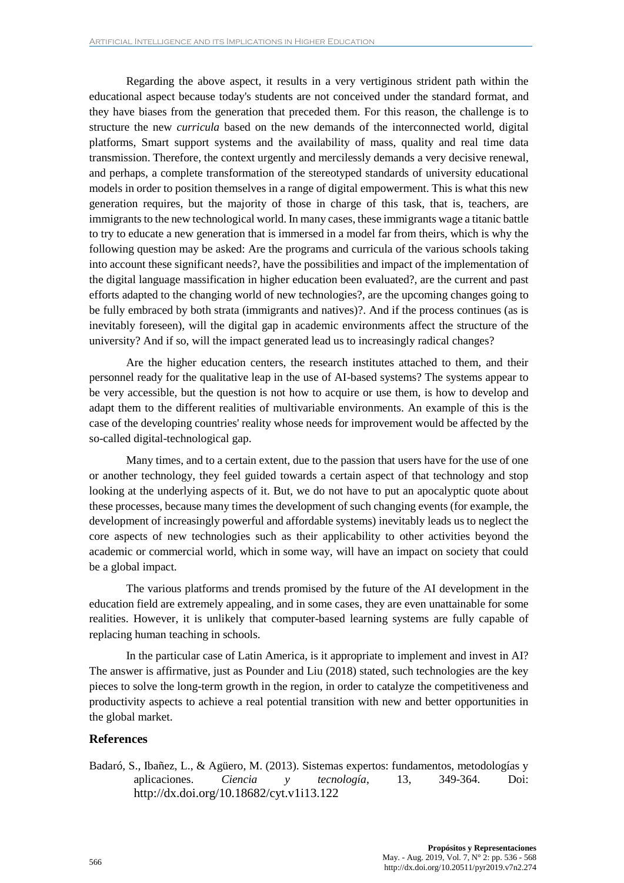Regarding the above aspect, it results in a very vertiginous strident path within the educational aspect because today's students are not conceived under the standard format, and they have biases from the generation that preceded them. For this reason, the challenge is to structure the new *curricula* based on the new demands of the interconnected world, digital platforms, Smart support systems and the availability of mass, quality and real time data transmission. Therefore, the context urgently and mercilessly demands a very decisive renewal, and perhaps, a complete transformation of the stereotyped standards of university educational models in order to position themselves in a range of digital empowerment. This is what this new generation requires, but the majority of those in charge of this task, that is, teachers, are immigrants to the new technological world. In many cases, these immigrants wage a titanic battle to try to educate a new generation that is immersed in a model far from theirs, which is why the following question may be asked: Are the programs and curricula of the various schools taking into account these significant needs?, have the possibilities and impact of the implementation of the digital language massification in higher education been evaluated?, are the current and past efforts adapted to the changing world of new technologies?, are the upcoming changes going to be fully embraced by both strata (immigrants and natives)?. And if the process continues (as is inevitably foreseen), will the digital gap in academic environments affect the structure of the university? And if so, will the impact generated lead us to increasingly radical changes?

Are the higher education centers, the research institutes attached to them, and their personnel ready for the qualitative leap in the use of AI-based systems? The systems appear to be very accessible, but the question is not how to acquire or use them, is how to develop and adapt them to the different realities of multivariable environments. An example of this is the case of the developing countries' reality whose needs for improvement would be affected by the so-called digital-technological gap.

Many times, and to a certain extent, due to the passion that users have for the use of one or another technology, they feel guided towards a certain aspect of that technology and stop looking at the underlying aspects of it. But, we do not have to put an apocalyptic quote about these processes, because many times the development of such changing events (for example, the development of increasingly powerful and affordable systems) inevitably leads us to neglect the core aspects of new technologies such as their applicability to other activities beyond the academic or commercial world, which in some way, will have an impact on society that could be a global impact.

The various platforms and trends promised by the future of the AI development in the education field are extremely appealing, and in some cases, they are even unattainable for some realities. However, it is unlikely that computer-based learning systems are fully capable of replacing human teaching in schools.

In the particular case of Latin America, is it appropriate to implement and invest in AI? The answer is affirmative, just as Pounder and Liu (2018) stated, such technologies are the key pieces to solve the long-term growth in the region, in order to catalyze the competitiveness and productivity aspects to achieve a real potential transition with new and better opportunities in the global market.

## References

Badaró, S., Ibañez, L., & Agüero, M. (2013). Sistemas expertos: fundamentos, metodologías y aplicaciones. *Ciencia y tecnología*, 13, 349-364. Doi: http://dx.doi.org/10.18682/cyt.v1i13.122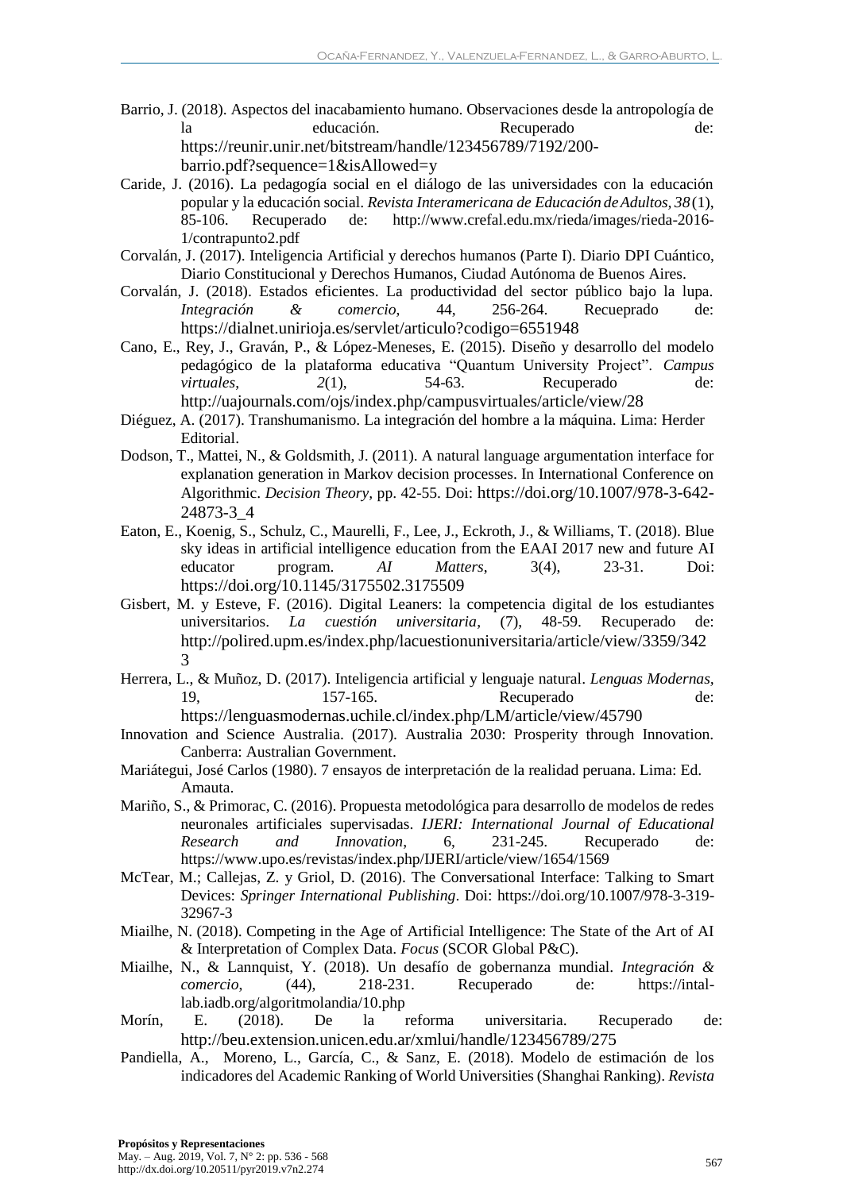Barrio, J. (2018). Aspectos del inacabamiento humano. Observaciones desde la antropología de la educación. Recuperado de: https://reunir.unir.net/bitstream/handle/123456789/7192/200-barrio.pdf?sequence=1&isAllowed=y

Caride, J. (2016). La pedagogía social en el diálogo de las universidades con la educación popular y la educación social. *Revista Interamericana de Educación de Adultos, 38*(1), 85-106. Recuperado de: http://www.crefal.edu.mx/rieda/images/rieda-2016-1/contrapunto2.pdf

Corvalán, J. (2017). Inteligencia Artificial y derechos humanos (Parte I). Diario DPI Cuántico, Diario Constitucional y Derechos Humanos, Ciudad Autónoma de Buenos Aires.

Corvalán, J. (2018). Estados eficientes. La productividad del sector público bajo la lupa. *Integración & comercio*, 44, 256-264. Recueprado de: https://dialnet.unirioja.es/servlet/articulo?codigo=6551948

Cano, E., Rey, J., Graván, P., & López-Meneses, E. (2015). Diseño y desarrollo del modelo pedagógico de la plataforma educativa "Quantum University Project". *Campus virtuales*, *2*(1), 54-63. Recuperado de: http://uajournals.com/ojs/index.php/campusvirtuales/article/view/28

Diéguez, A. (2017). Transhumanismo. La integración del hombre a la máquina. Lima: Herder Editorial.

Dodson, T., Mattei, N., & Goldsmith, J. (2011). A natural language argumentation interface for explanation generation in Markov decision processes. In International Conference on Algorithmic. *Decision Theory*, pp. 42-55. Doi: https://doi.org/10.1007/978-3-642-24873-3_4

Eaton, E., Koenig, S., Schulz, C., Maurelli, F., Lee, J., Eckroth, J., & Williams, T. (2018). Blue sky ideas in artificial intelligence education from the EAAI 2017 new and future AI educator program. *AI Matters*, 3(4), 23-31. Doi: https://doi.org/10.1145/3175502.3175509

Gisbert, M. y Esteve, F. (2016). Digital Leaners: la competencia digital de los estudiantes universitarios. *La cuestión universitaria*, (7), 48-59. Recuperado de: http://polired.upm.es/index.php/lacuestionuniversitaria/article/view/3359/3423

Herrera, L., & Muñoz, D. (2017). Inteligencia artificial y lenguaje natural. *Lenguas Modernas*, 19, 157-165. Recuperado de: https://lenguasmodernas.uchile.cl/index.php/LM/article/view/45790

Innovation and Science Australia. (2017). Australia 2030: Prosperity through Innovation. Canberra: Australian Government.

Mariátegui, José Carlos (1980). 7 ensayos de interpretación de la realidad peruana. Lima: Ed. Amauta.

Mariño, S., & Primorac, C. (2016). Propuesta metodológica para desarrollo de modelos de redes neuronales artificiales supervisadas. *IJERI: International Journal of Educational Research and Innovation*, 6, 231-245. Recuperado de: https://www.upo.es/revistas/index.php/IJERI/article/view/1654/1569

McTear, M.; Callejas, Z. y Griol, D. (2016). The Conversational Interface: Talking to Smart Devices: *Springer International Publishing*. Doi: https://doi.org/10.1007/978-3-319-32967-3

Miailhe, N. (2018). Competing in the Age of Artificial Intelligence: The State of the Art of AI & Interpretation of Complex Data. *Focus* (SCOR Global P&C).

Miailhe, N., & Lannquist, Y. (2018). Un desafío de gobernanza mundial. *Integración & comercio*, (44), 218-231. Recuperado de: https://intal-lab.iadb.org/algoritmolandia/10.php

Morín, E. (2018). De la reforma universitaria. Recuperado de: http://beu.extension.unicen.edu.ar/xmlui/handle/123456789/275

Pandiella, A., Moreno, L., García, C., & Sanz, E. (2018). Modelo de estimación de los indicadores del Academic Ranking of World Universities (Shanghai Ranking). *Revista*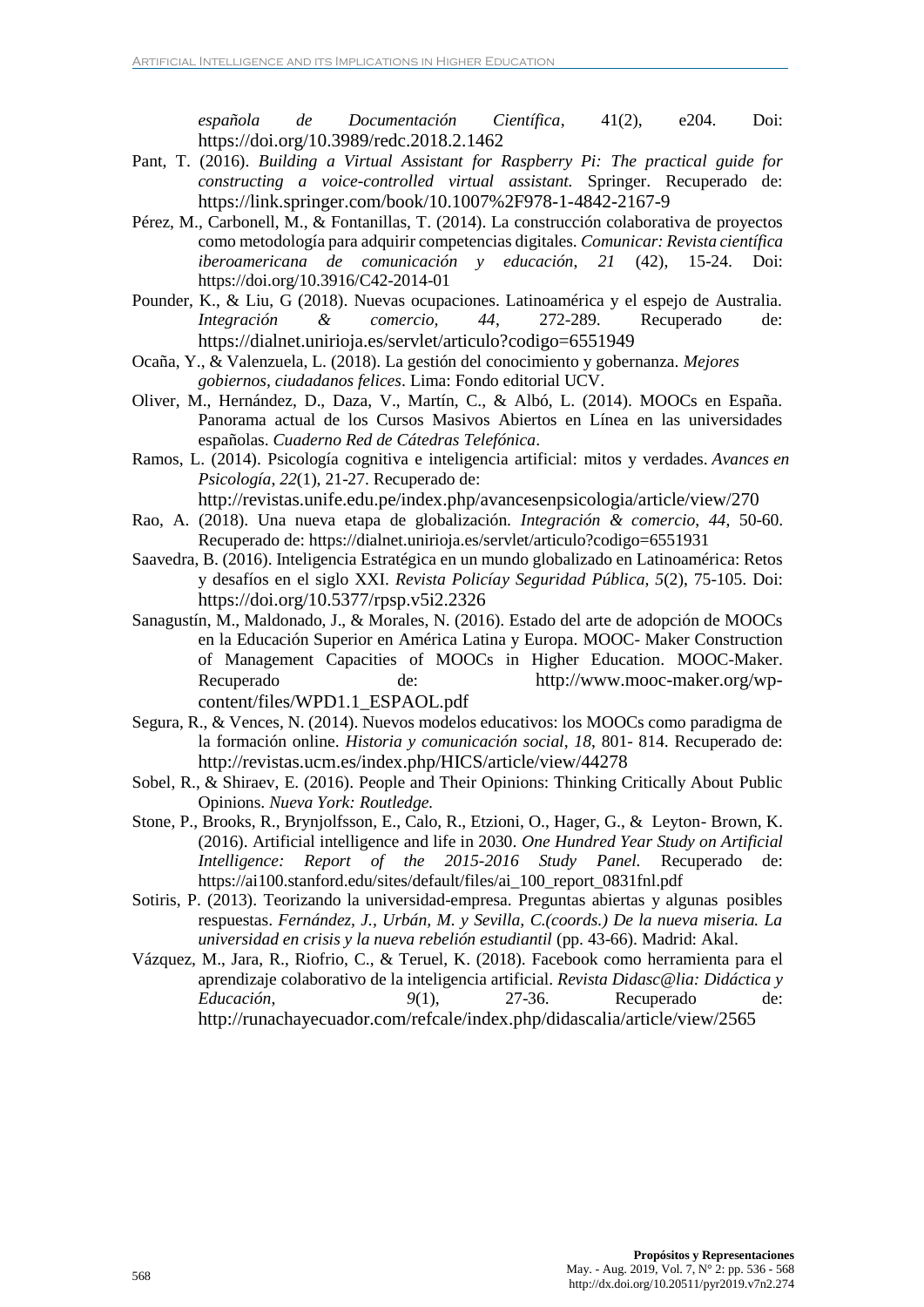*española de Documentación Científica*, 41(2), e204. Doi: https://doi.org/10.3989/redc.2018.2.1462

Pant, T. (2016). *Building a Virtual Assistant for Raspberry Pi: The practical guide for constructing a voice-controlled virtual assistant.* Springer. Recuperado de: https://link.springer.com/book/10.1007%2F978-1-4842-2167-9

Pérez, M., Carbonell, M., & Fontanillas, T. (2014). La construcción colaborativa de proyectos como metodología para adquirir competencias digitales. *Comunicar: Revista científica iberoamericana de comunicación y educación*, *21* (42), 15-24. Doi: https://doi.org/10.3916/C42-2014-01

Pounder, K., & Liu, G (2018). Nuevas ocupaciones. Latinoamérica y el espejo de Australia. *Integración & comercio, 44*, 272-289. Recuperado de: https://dialnet.unirioja.es/servlet/articulo?codigo=6551949

Ocaña, Y., & Valenzuela, L. (2018). La gestión del conocimiento y gobernanza. *Mejores gobiernos, ciudadanos felices*. Lima: Fondo editorial UCV.

Oliver, M., Hernández, D., Daza, V., Martín, C., & Albó, L. (2014). MOOCs en España. Panorama actual de los Cursos Masivos Abiertos en Línea en las universidades españolas. *Cuaderno Red de Cátedras Telefónica*.

Ramos, L. (2014). Psicología cognitiva e inteligencia artificial: mitos y verdades. *Avances en Psicología*, *22*(1), 21-27. Recuperado de: http://revistas.unife.edu.pe/index.php/avancesenpsicologia/article/view/270

Rao, A. (2018). Una nueva etapa de globalización. *Integración & comercio*, *44*, 50-60. Recuperado de: https://dialnet.unirioja.es/servlet/articulo?codigo=6551931

Saavedra, B. (2016). Inteligencia Estratégica en un mundo globalizado en Latinoamérica: Retos y desafíos en el siglo XXI. *Revista Policíay Seguridad Pública*, *5*(2), 75-105. Doi: https://doi.org/10.5377/rpsp.v5i2.2326

Sanagustín, M., Maldonado, J., & Morales, N. (2016). Estado del arte de adopción de MOOCs en la Educación Superior en América Latina y Europa. MOOC- Maker Construction of Management Capacities of MOOCs in Higher Education. MOOC-Maker. Recuperado de: http://www.mooc-maker.org/wp-content/files/WPD1.1_ESPAOL.pdf

Segura, R., & Vences, N. (2014). Nuevos modelos educativos: los MOOCs como paradigma de la formación online. *Historia y comunicación social*, *18*, 801- 814. Recuperado de: http://revistas.ucm.es/index.php/HICS/article/view/44278

Sobel, R., & Shiraev, E. (2016). People and Their Opinions: Thinking Critically About Public Opinions. *Nueva York: Routledge.*

Stone, P., Brooks, R., Brynjolfsson, E., Calo, R., Etzioni, O., Hager, G., & Leyton- Brown, K. (2016). Artificial intelligence and life in 2030. *One Hundred Year Study on Artificial Intelligence: Report of the 2015-2016 Study Panel.* Recuperado de: https://ai100.stanford.edu/sites/default/files/ai_100_report_0831fnl.pdf

Sotiris, P. (2013). Teorizando la universidad-empresa. Preguntas abiertas y algunas posibles respuestas. *Fernández, J., Urbán, M. y Sevilla, C.(coords.) De la nueva miseria. La universidad en crisis y la nueva rebelión estudiantil* (pp. 43-66). Madrid: Akal.

Vázquez, M., Jara, R., Riofrio, C., & Teruel, K. (2018). Facebook como herramienta para el aprendizaje colaborativo de la inteligencia artificial. *Revista Didasc@lia: Didáctica y Educación*, *9*(1), 27-36. Recuperado de: http://runachayecuador.com/refcale/index.php/didascalia/article/view/2565